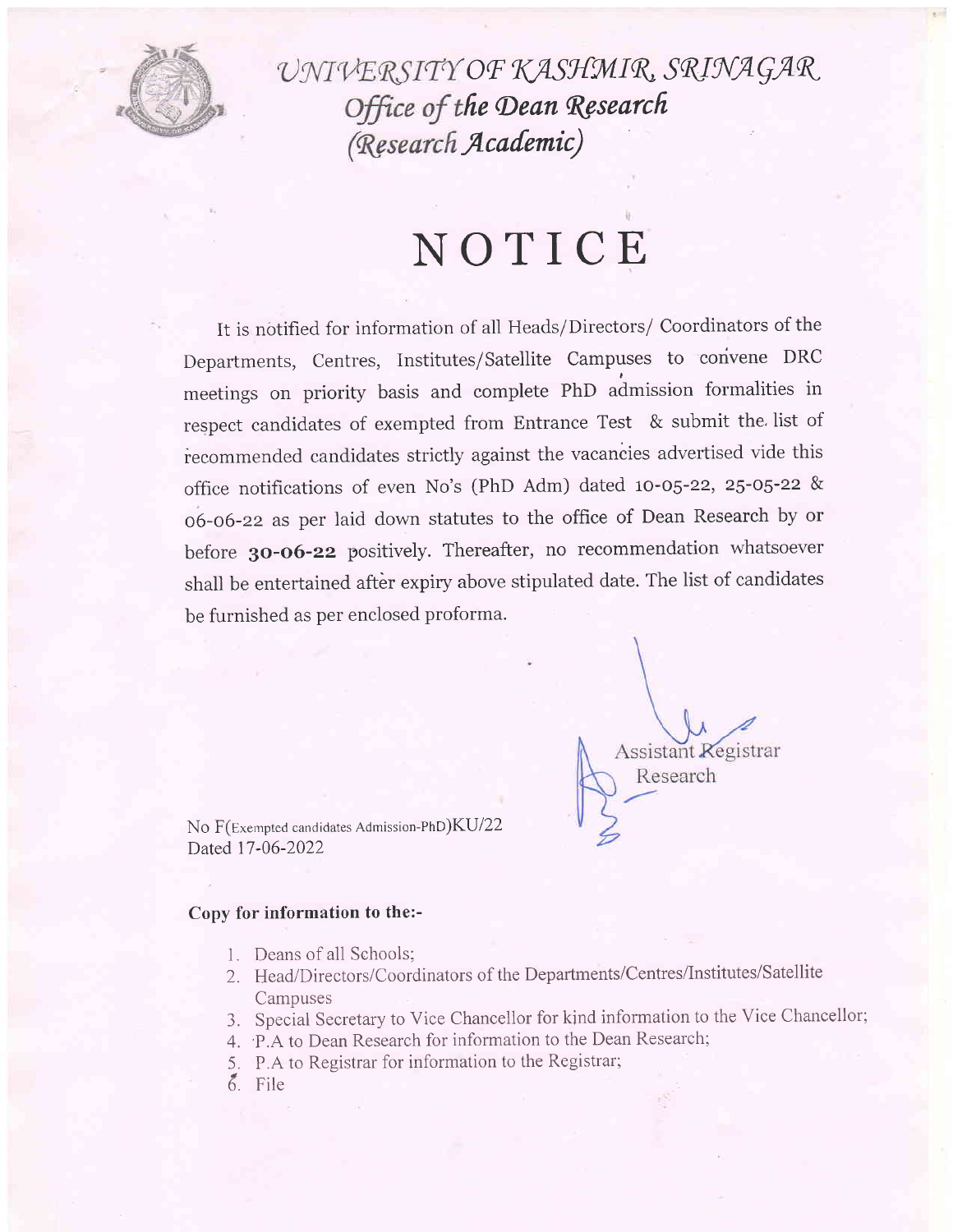# UNIVERSITY OF KASHMIR, SRINAGAR

## Office of the Dean Research

## (Research Academic)

# NOTICE

It is notified for information of all Heads/Directors/ Coordinators of the Departments, Centres, Institutes/Satellite Campuses to convene DRC meetings on priority basis and complete PhD admission formalities in respect candidates of exempted from Entrance Test & submit the list of recommended candidates strictly against the vacancies advertised vide this office notifications of even No's (PhD Adm) dated 10-05-22, 25-05-22 & 06-06-22 as per laid down statutes to the office of Dean Research by or before **30-06-22** positively. Thereafter, no recommendation whatsoever shall be entertained after expiry above stipulated date. The list of candidates be furnished as per enclosed proforma.

Assistant Registrar
Research

No F(Exempted candidates Admission-PhD)KU/22
Dated 17-06-2022

**Copy for information to the:-**

1. Deans of all Schools;
2. Head/Directors/Coordinators of the Departments/Centres/Institutes/Satellite Campuses
3. Special Secretary to Vice Chancellor for kind information to the Vice Chancellor;
4. P.A to Dean Research for information to the Dean Research;
5. P.A to Registrar for information to the Registrar;
6. File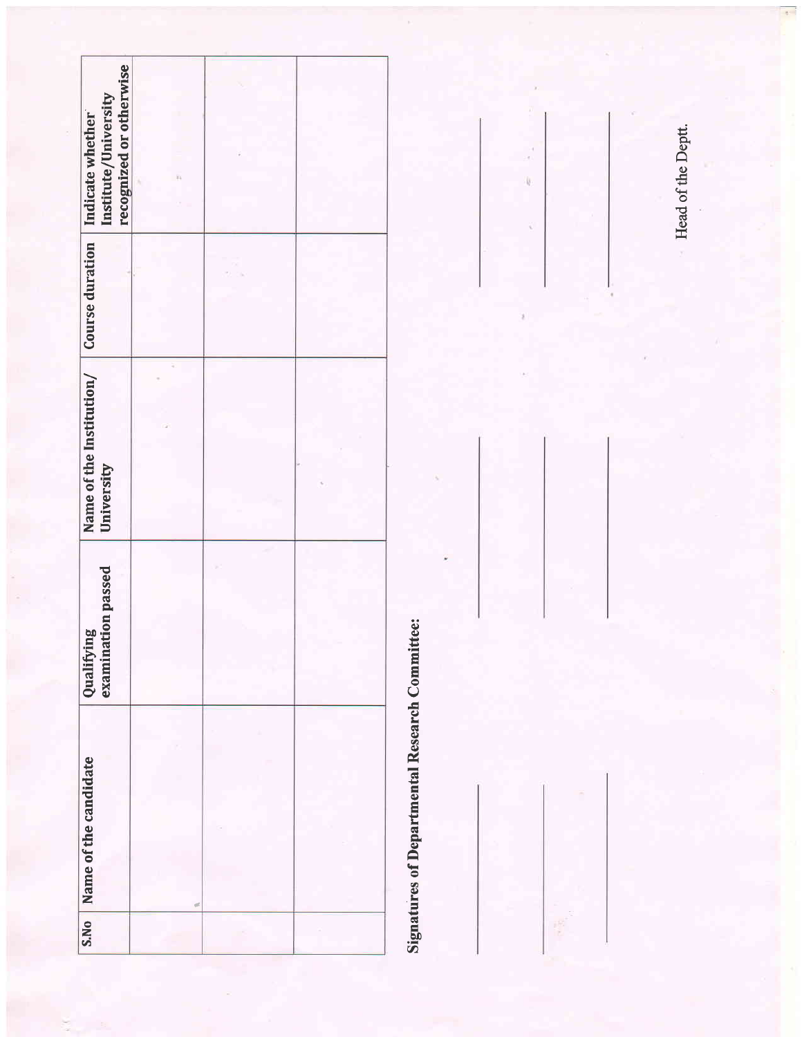| S.No | Name of the candidate | Qualifying examination passed | Name of the Institution/ University | Course duration | Indicate whether Institute/University recognized or otherwise |
|---|---|---|---|---|---|
| | | | | | |
| | | | | | |
| | | | | | |

**Signatures of Departmental Research Committee:**

Head of the Deptt.